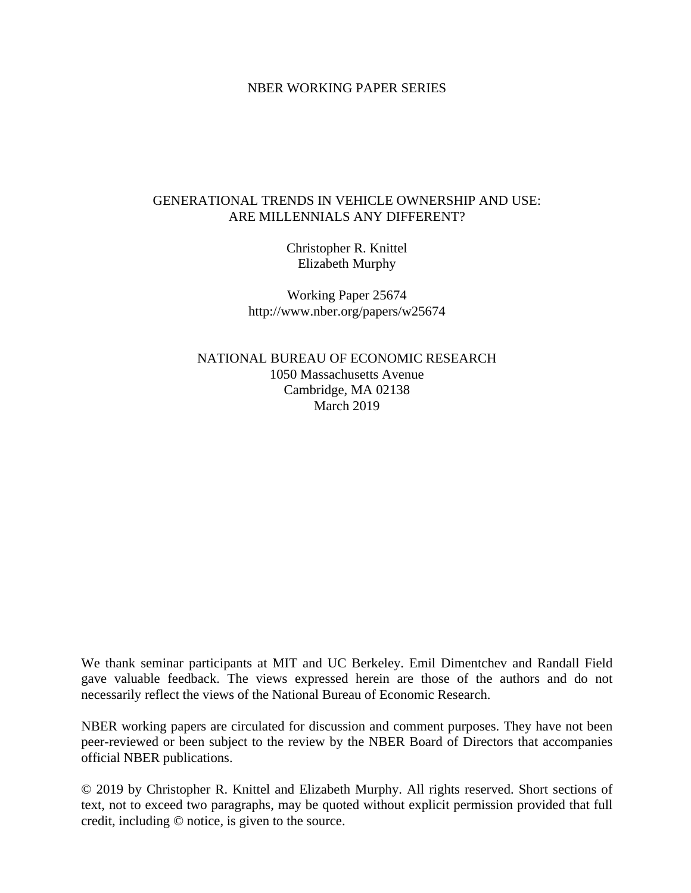NBER WORKING PAPER SERIES

# GENERATIONAL TRENDS IN VEHICLE OWNERSHIP AND USE: ARE MILLENNIALS ANY DIFFERENT?

Christopher R. Knittel
Elizabeth Murphy

Working Paper 25674
http://www.nber.org/papers/w25674

NATIONAL BUREAU OF ECONOMIC RESEARCH
1050 Massachusetts Avenue
Cambridge, MA 02138
March 2019

We thank seminar participants at MIT and UC Berkeley. Emil Dimentchev and Randall Field gave valuable feedback. The views expressed herein are those of the authors and do not necessarily reflect the views of the National Bureau of Economic Research.

NBER working papers are circulated for discussion and comment purposes. They have not been peer-reviewed or been subject to the review by the NBER Board of Directors that accompanies official NBER publications.

© 2019 by Christopher R. Knittel and Elizabeth Murphy. All rights reserved. Short sections of text, not to exceed two paragraphs, may be quoted without explicit permission provided that full credit, including © notice, is given to the source.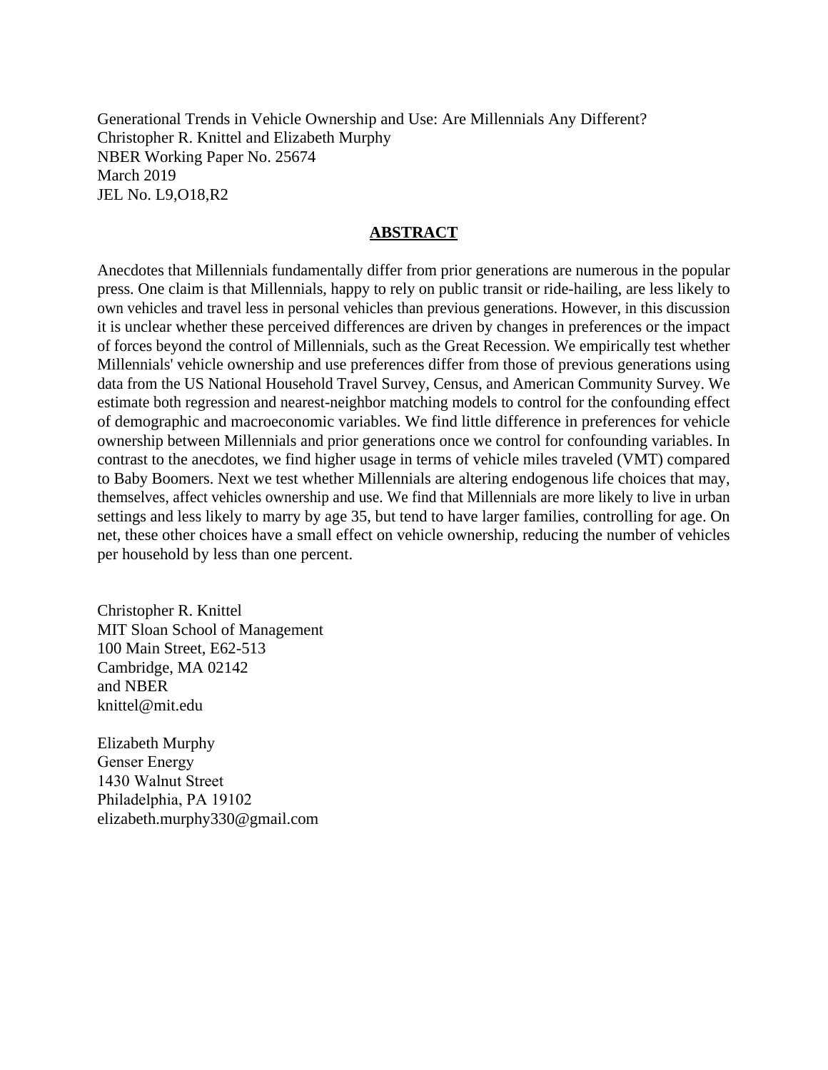Generational Trends in Vehicle Ownership and Use: Are Millennials Any Different?
Christopher R. Knittel and Elizabeth Murphy
NBER Working Paper No. 25674
March 2019
JEL No. L9,O18,R2

## ABSTRACT

Anecdotes that Millennials fundamentally differ from prior generations are numerous in the popular press. One claim is that Millennials, happy to rely on public transit or ride-hailing, are less likely to own vehicles and travel less in personal vehicles than previous generations. However, in this discussion it is unclear whether these perceived differences are driven by changes in preferences or the impact of forces beyond the control of Millennials, such as the Great Recession. We empirically test whether Millennials' vehicle ownership and use preferences differ from those of previous generations using data from the US National Household Travel Survey, Census, and American Community Survey. We estimate both regression and nearest-neighbor matching models to control for the confounding effect of demographic and macroeconomic variables. We find little difference in preferences for vehicle ownership between Millennials and prior generations once we control for confounding variables. In contrast to the anecdotes, we find higher usage in terms of vehicle miles traveled (VMT) compared to Baby Boomers. Next we test whether Millennials are altering endogenous life choices that may, themselves, affect vehicles ownership and use. We find that Millennials are more likely to live in urban settings and less likely to marry by age 35, but tend to have larger families, controlling for age. On net, these other choices have a small effect on vehicle ownership, reducing the number of vehicles per household by less than one percent.

Christopher R. Knittel
MIT Sloan School of Management
100 Main Street, E62-513
Cambridge, MA 02142
and NBER
knittel@mit.edu

Elizabeth Murphy
Genser Energy
1430 Walnut Street
Philadelphia, PA 19102
elizabeth.murphy330@gmail.com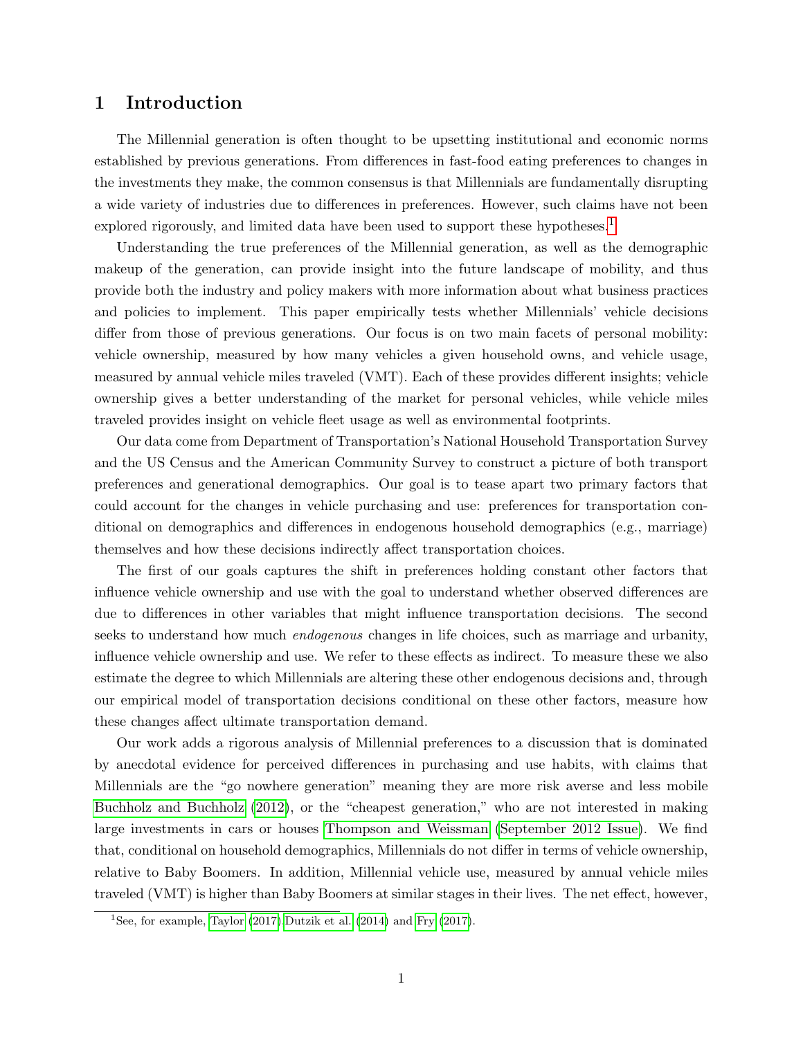# 1 Introduction

The Millennial generation is often thought to be upsetting institutional and economic norms established by previous generations. From differences in fast-food eating preferences to changes in the investments they make, the common consensus is that Millennials are fundamentally disrupting a wide variety of industries due to differences in preferences. However, such claims have not been explored rigorously, and limited data have been used to support these hypotheses.[1]

Understanding the true preferences of the Millennial generation, as well as the demographic makeup of the generation, can provide insight into the future landscape of mobility, and thus provide both the industry and policy makers with more information about what business practices and policies to implement. This paper empirically tests whether Millennials' vehicle decisions differ from those of previous generations. Our focus is on two main facets of personal mobility: vehicle ownership, measured by how many vehicles a given household owns, and vehicle usage, measured by annual vehicle miles traveled (VMT). Each of these provides different insights; vehicle ownership gives a better understanding of the market for personal vehicles, while vehicle miles traveled provides insight on vehicle fleet usage as well as environmental footprints.

Our data come from Department of Transportation's National Household Transportation Survey and the US Census and the American Community Survey to construct a picture of both transport preferences and generational demographics. Our goal is to tease apart two primary factors that could account for the changes in vehicle purchasing and use: preferences for transportation conditional on demographics and differences in endogenous household demographics (e.g., marriage) themselves and how these decisions indirectly affect transportation choices.

The first of our goals captures the shift in preferences holding constant other factors that influence vehicle ownership and use with the goal to understand whether observed differences are due to differences in other variables that might influence transportation decisions. The second seeks to understand how much *endogenous* changes in life choices, such as marriage and urbanity, influence vehicle ownership and use. We refer to these effects as indirect. To measure these we also estimate the degree to which Millennials are altering these other endogenous decisions and, through our empirical model of transportation decisions conditional on these other factors, measure how these changes affect ultimate transportation demand.

Our work adds a rigorous analysis of Millennial preferences to a discussion that is dominated by anecdotal evidence for perceived differences in purchasing and use habits, with claims that Millennials are the "go nowhere generation" meaning they are more risk averse and less mobile Buchholz and Buchholz (2012), or the "cheapest generation," who are not interested in making large investments in cars or houses Thompson and Weissman (September 2012 Issue). We find that, conditional on household demographics, Millennials do not differ in terms of vehicle ownership, relative to Baby Boomers. In addition, Millennial vehicle use, measured by annual vehicle miles traveled (VMT) is higher than Baby Boomers at similar stages in their lives. The net effect, however,

[1] See, for example, Taylor (2017) Dutzik et al. (2014) and Fry (2017).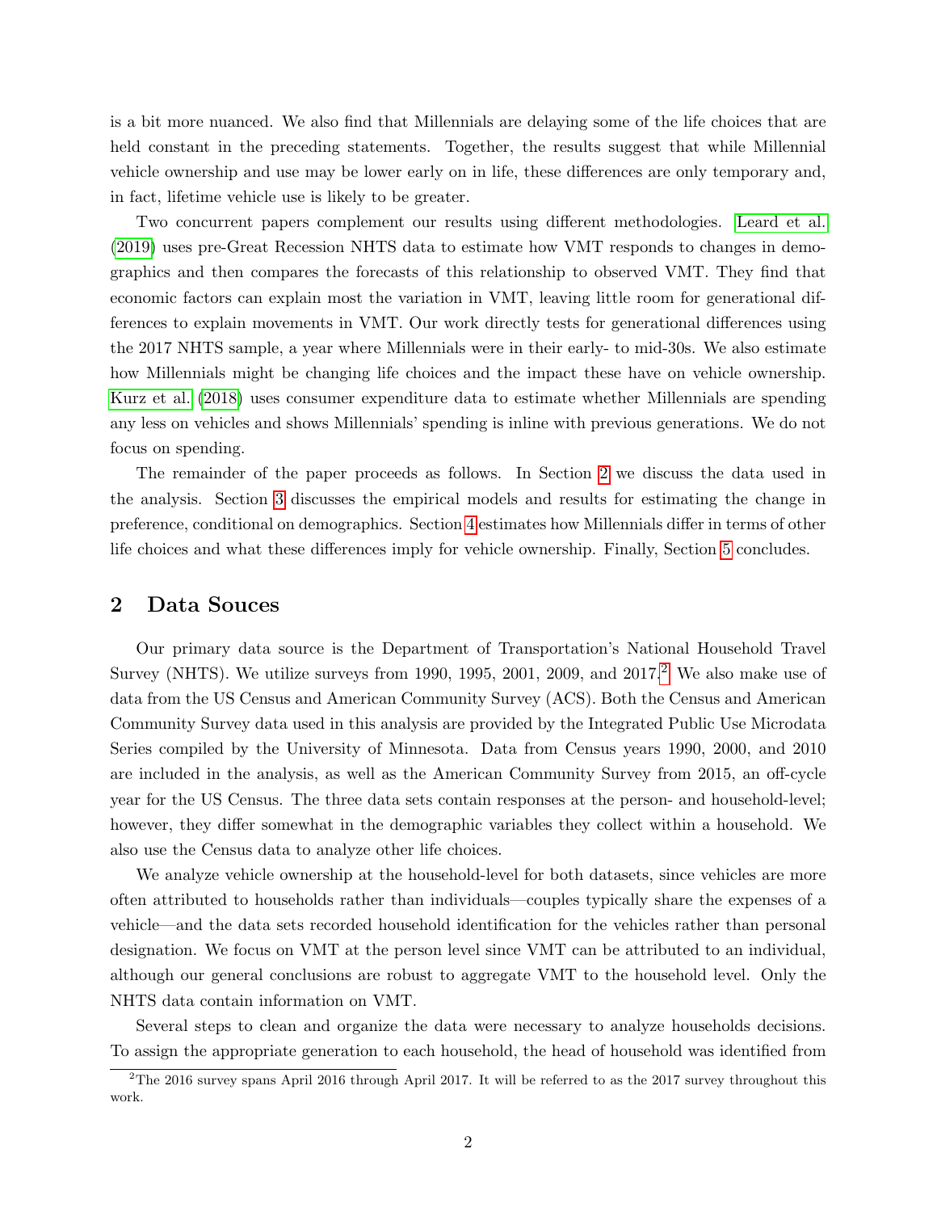is a bit more nuanced. We also find that Millennials are delaying some of the life choices that are held constant in the preceding statements. Together, the results suggest that while Millennial vehicle ownership and use may be lower early on in life, these differences are only temporary and, in fact, lifetime vehicle use is likely to be greater.

Two concurrent papers complement our results using different methodologies. Leard et al. (2019) uses pre-Great Recession NHTS data to estimate how VMT responds to changes in demographics and then compares the forecasts of this relationship to observed VMT. They find that economic factors can explain most the variation in VMT, leaving little room for generational differences to explain movements in VMT. Our work directly tests for generational differences using the 2017 NHTS sample, a year where Millennials were in their early- to mid-30s. We also estimate how Millennials might be changing life choices and the impact these have on vehicle ownership. Kurz et al. (2018) uses consumer expenditure data to estimate whether Millennials are spending any less on vehicles and shows Millennials' spending is inline with previous generations. We do not focus on spending.

The remainder of the paper proceeds as follows. In Section 2 we discuss the data used in the analysis. Section 3 discusses the empirical models and results for estimating the change in preference, conditional on demographics. Section 4 estimates how Millennials differ in terms of other life choices and what these differences imply for vehicle ownership. Finally, Section 5 concludes.

## 2 Data Souces

Our primary data source is the Department of Transportation's National Household Travel Survey (NHTS). We utilize surveys from 1990, 1995, 2001, 2009, and 2017.[2] We also make use of data from the US Census and American Community Survey (ACS). Both the Census and American Community Survey data used in this analysis are provided by the Integrated Public Use Microdata Series compiled by the University of Minnesota. Data from Census years 1990, 2000, and 2010 are included in the analysis, as well as the American Community Survey from 2015, an off-cycle year for the US Census. The three data sets contain responses at the person- and household-level; however, they differ somewhat in the demographic variables they collect within a household. We also use the Census data to analyze other life choices.

We analyze vehicle ownership at the household-level for both datasets, since vehicles are more often attributed to households rather than individuals—couples typically share the expenses of a vehicle—and the data sets recorded household identification for the vehicles rather than personal designation. We focus on VMT at the person level since VMT can be attributed to an individual, although our general conclusions are robust to aggregate VMT to the household level. Only the NHTS data contain information on VMT.

Several steps to clean and organize the data were necessary to analyze households decisions. To assign the appropriate generation to each household, the head of household was identified from

[2] The 2016 survey spans April 2016 through April 2017. It will be referred to as the 2017 survey throughout this work.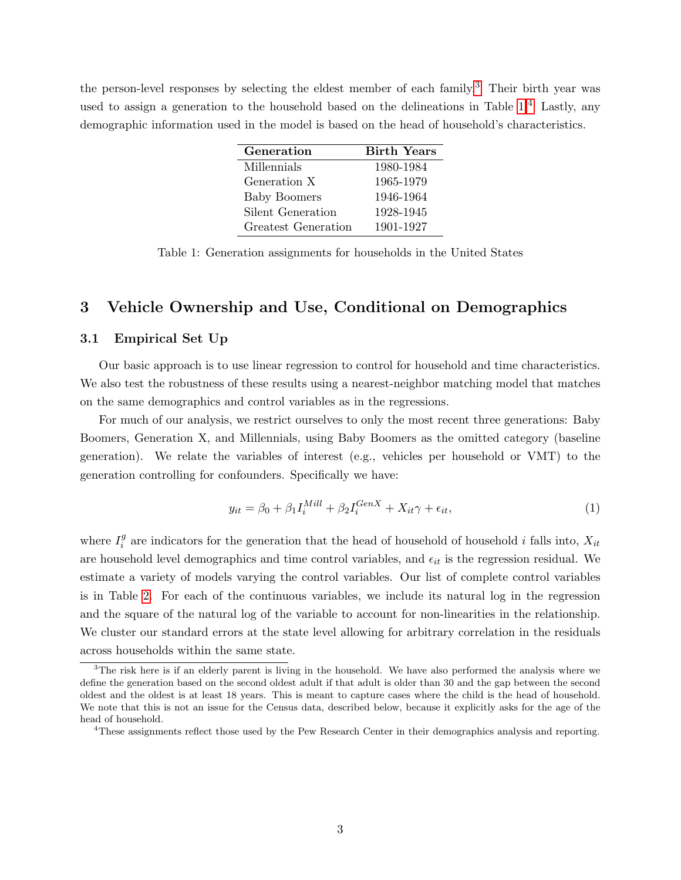the person-level responses by selecting the eldest member of each family.[3] Their birth year was used to assign a generation to the household based on the delineations in Table 1.[4] Lastly, any demographic information used in the model is based on the head of household's characteristics.

| Generation | Birth Years |
|---|---|
| Millennials | 1980-1984 |
| Generation X | 1965-1979 |
| Baby Boomers | 1946-1964 |
| Silent Generation | 1928-1945 |
| Greatest Generation | 1901-1927 |

Table 1: Generation assignments for households in the United States

## 3 Vehicle Ownership and Use, Conditional on Demographics

### 3.1 Empirical Set Up

Our basic approach is to use linear regression to control for household and time characteristics. We also test the robustness of these results using a nearest-neighbor matching model that matches on the same demographics and control variables as in the regressions.

For much of our analysis, we restrict ourselves to only the most recent three generations: Baby Boomers, Generation X, and Millennials, using Baby Boomers as the omitted category (baseline generation). We relate the variables of interest (e.g., vehicles per household or VMT) to the generation controlling for confounders. Specifically we have:

$$y_{it} = \beta_0 + \beta_1 I_i^{Mill} + \beta_2 I_i^{GenX} + X_{it}\gamma + \epsilon_{it}, \tag{1}$$

where $I_i^g$ are indicators for the generation that the head of household of household $i$ falls into, $X_{it}$ are household level demographics and time control variables, and $\epsilon_{it}$ is the regression residual. We estimate a variety of models varying the control variables. Our list of complete control variables is in Table 2. For each of the continuous variables, we include its natural log in the regression and the square of the natural log of the variable to account for non-linearities in the relationship. We cluster our standard errors at the state level allowing for arbitrary correlation in the residuals across households within the same state.

[3] The risk here is if an elderly parent is living in the household. We have also performed the analysis where we define the generation based on the second oldest adult if that adult is older than 30 and the gap between the second oldest and the oldest is at least 18 years. This is meant to capture cases where the child is the head of household. We note that this is not an issue for the Census data, described below, because it explicitly asks for the age of the head of household.

[4] These assignments reflect those used by the Pew Research Center in their demographics analysis and reporting.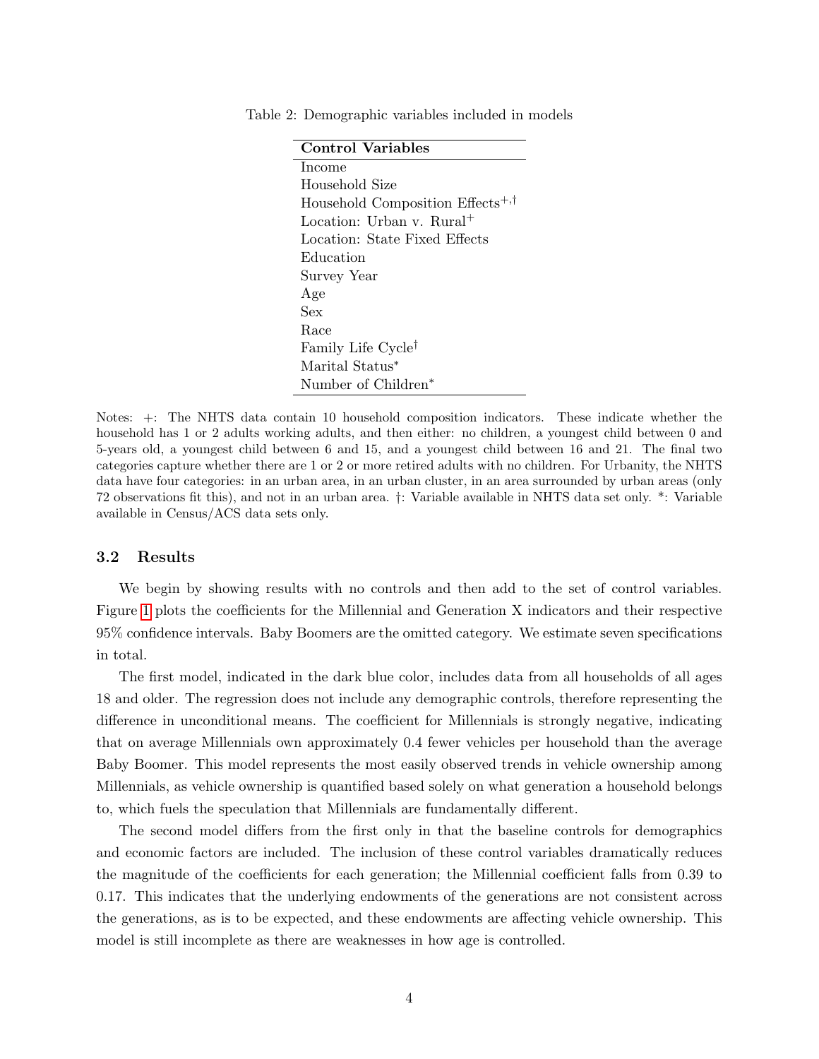Table 2: Demographic variables included in models

| Control Variables |
|---|
| Income |
| Household Size |
| Household Composition Effects$^{+,\dagger}$ |
| Location: Urban v. Rural$^{+}$ |
| Location: State Fixed Effects |
| Education |
| Survey Year |
| Age |
| Sex |
| Race |
| Family Life Cycle$^{\dagger}$ |
| Marital Status$^{*}$ |
| Number of Children$^{*}$ |

Notes: +: The NHTS data contain 10 household composition indicators. These indicate whether the household has 1 or 2 adults working adults, and then either: no children, a youngest child between 0 and 5-years old, a youngest child between 6 and 15, and a youngest child between 16 and 21. The final two categories capture whether there are 1 or 2 or more retired adults with no children. For Urbanity, the NHTS data have four categories: in an urban area, in an urban cluster, in an area surrounded by urban areas (only 72 observations fit this), and not in an urban area. †: Variable available in NHTS data set only. *: Variable available in Census/ACS data sets only.

### 3.2 Results

We begin by showing results with no controls and then add to the set of control variables. Figure 1 plots the coefficients for the Millennial and Generation X indicators and their respective 95% confidence intervals. Baby Boomers are the omitted category. We estimate seven specifications in total.

The first model, indicated in the dark blue color, includes data from all households of all ages 18 and older. The regression does not include any demographic controls, therefore representing the difference in unconditional means. The coefficient for Millennials is strongly negative, indicating that on average Millennials own approximately 0.4 fewer vehicles per household than the average Baby Boomer. This model represents the most easily observed trends in vehicle ownership among Millennials, as vehicle ownership is quantified based solely on what generation a household belongs to, which fuels the speculation that Millennials are fundamentally different.

The second model differs from the first only in that the baseline controls for demographics and economic factors are included. The inclusion of these control variables dramatically reduces the magnitude of the coefficients for each generation; the Millennial coefficient falls from 0.39 to 0.17. This indicates that the underlying endowments of the generations are not consistent across the generations, as is to be expected, and these endowments are affecting vehicle ownership. This model is still incomplete as there are weaknesses in how age is controlled.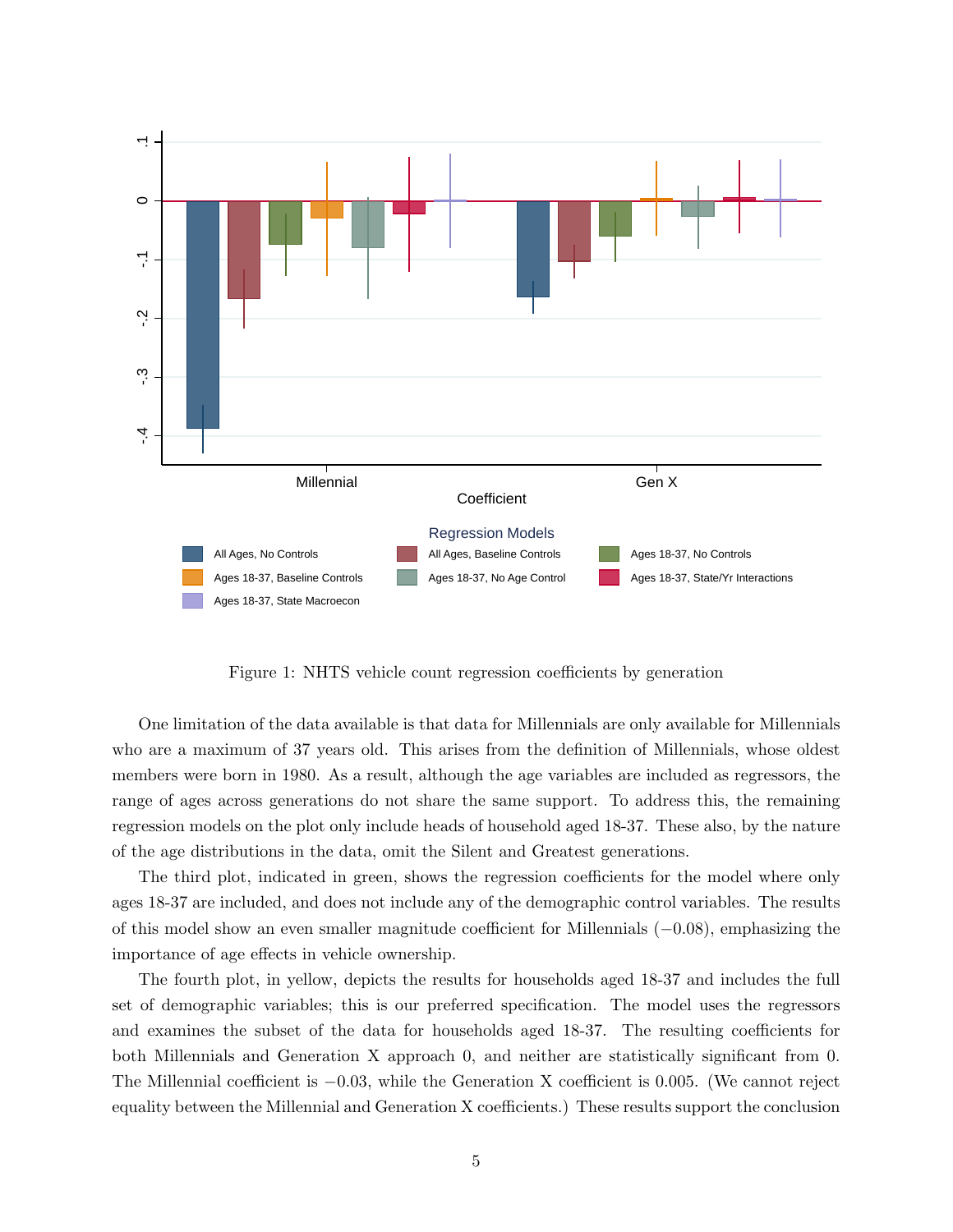Figure 1: NHTS vehicle count regression coefficients by generation

One limitation of the data available is that data for Millennials are only available for Millennials who are a maximum of 37 years old. This arises from the definition of Millennials, whose oldest members were born in 1980. As a result, although the age variables are included as regressors, the range of ages across generations do not share the same support. To address this, the remaining regression models on the plot only include heads of household aged 18-37. These also, by the nature of the age distributions in the data, omit the Silent and Greatest generations.

The third plot, indicated in green, shows the regression coefficients for the model where only ages 18-37 are included, and does not include any of the demographic control variables. The results of this model show an even smaller magnitude coefficient for Millennials ($-0.08$), emphasizing the importance of age effects in vehicle ownership.

The fourth plot, in yellow, depicts the results for households aged 18-37 and includes the full set of demographic variables; this is our preferred specification. The model uses the regressors and examines the subset of the data for households aged 18-37. The resulting coefficients for both Millennials and Generation X approach 0, and neither are statistically significant from 0. The Millennial coefficient is $-0.03$, while the Generation X coefficient is 0.005. (We cannot reject equality between the Millennial and Generation X coefficients.) These results support the conclusion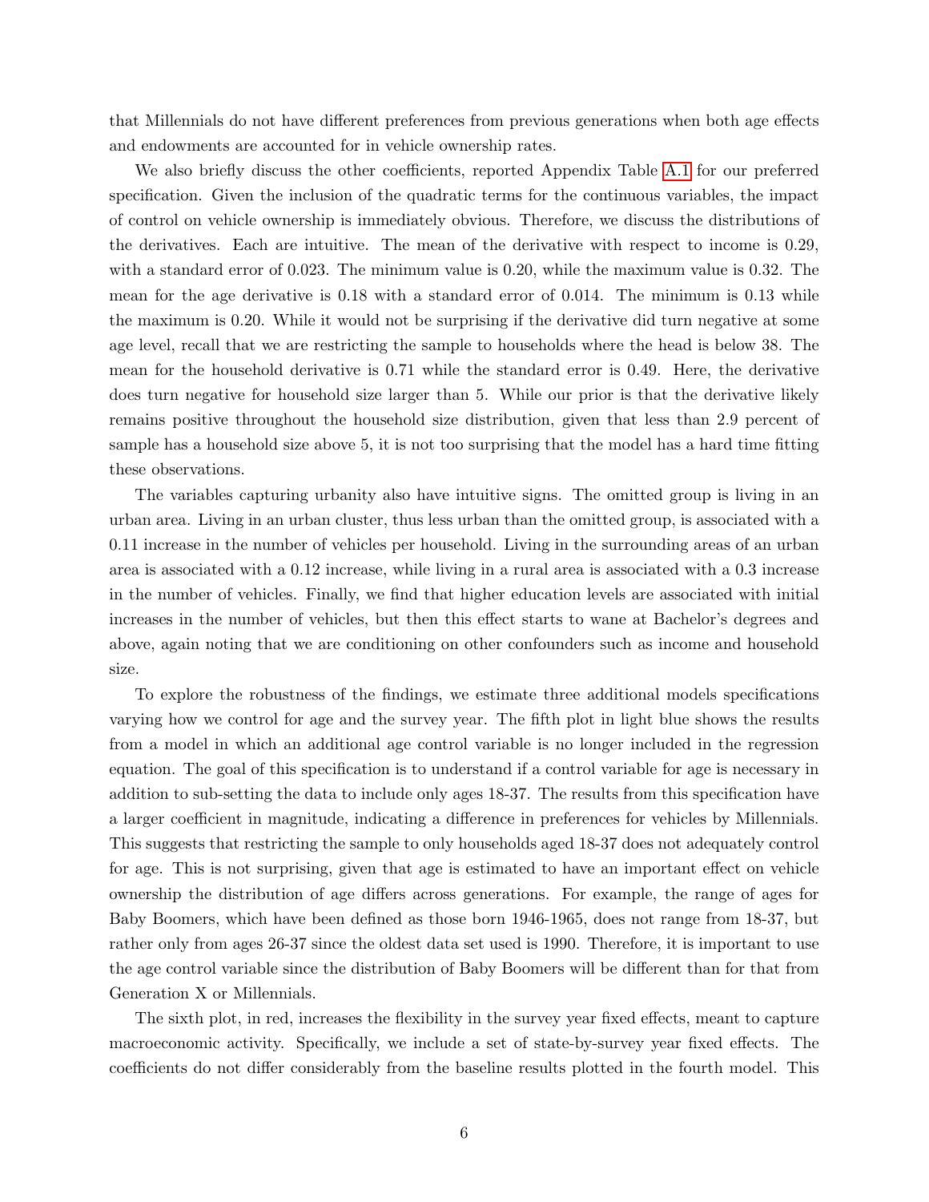that Millennials do not have different preferences from previous generations when both age effects and endowments are accounted for in vehicle ownership rates.

We also briefly discuss the other coefficients, reported Appendix Table A.1 for our preferred specification. Given the inclusion of the quadratic terms for the continuous variables, the impact of control on vehicle ownership is immediately obvious. Therefore, we discuss the distributions of the derivatives. Each are intuitive. The mean of the derivative with respect to income is 0.29, with a standard error of 0.023. The minimum value is 0.20, while the maximum value is 0.32. The mean for the age derivative is 0.18 with a standard error of 0.014. The minimum is 0.13 while the maximum is 0.20. While it would not be surprising if the derivative did turn negative at some age level, recall that we are restricting the sample to households where the head is below 38. The mean for the household derivative is 0.71 while the standard error is 0.49. Here, the derivative does turn negative for household size larger than 5. While our prior is that the derivative likely remains positive throughout the household size distribution, given that less than 2.9 percent of sample has a household size above 5, it is not too surprising that the model has a hard time fitting these observations.

The variables capturing urbanity also have intuitive signs. The omitted group is living in an urban area. Living in an urban cluster, thus less urban than the omitted group, is associated with a 0.11 increase in the number of vehicles per household. Living in the surrounding areas of an urban area is associated with a 0.12 increase, while living in a rural area is associated with a 0.3 increase in the number of vehicles. Finally, we find that higher education levels are associated with initial increases in the number of vehicles, but then this effect starts to wane at Bachelor's degrees and above, again noting that we are conditioning on other confounders such as income and household size.

To explore the robustness of the findings, we estimate three additional models specifications varying how we control for age and the survey year. The fifth plot in light blue shows the results from a model in which an additional age control variable is no longer included in the regression equation. The goal of this specification is to understand if a control variable for age is necessary in addition to sub-setting the data to include only ages 18-37. The results from this specification have a larger coefficient in magnitude, indicating a difference in preferences for vehicles by Millennials. This suggests that restricting the sample to only households aged 18-37 does not adequately control for age. This is not surprising, given that age is estimated to have an important effect on vehicle ownership the distribution of age differs across generations. For example, the range of ages for Baby Boomers, which have been defined as those born 1946-1965, does not range from 18-37, but rather only from ages 26-37 since the oldest data set used is 1990. Therefore, it is important to use the age control variable since the distribution of Baby Boomers will be different than for that from Generation X or Millennials.

The sixth plot, in red, increases the flexibility in the survey year fixed effects, meant to capture macroeconomic activity. Specifically, we include a set of state-by-survey year fixed effects. The coefficients do not differ considerably from the baseline results plotted in the fourth model. This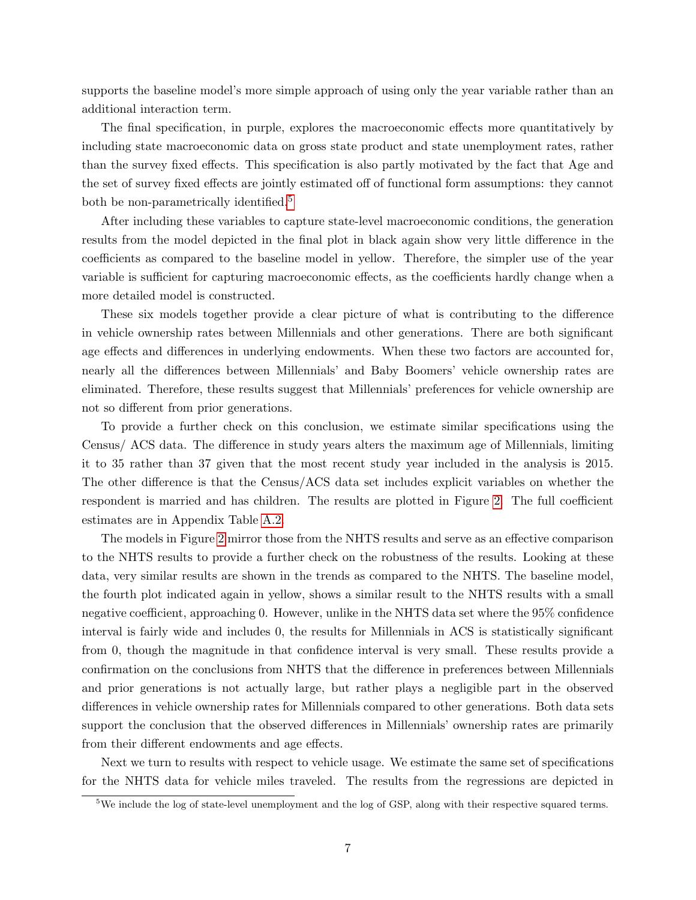supports the baseline model's more simple approach of using only the year variable rather than an additional interaction term.

The final specification, in purple, explores the macroeconomic effects more quantitatively by including state macroeconomic data on gross state product and state unemployment rates, rather than the survey fixed effects. This specification is also partly motivated by the fact that Age and the set of survey fixed effects are jointly estimated off of functional form assumptions: they cannot both be non-parametrically identified.[5]

After including these variables to capture state-level macroeconomic conditions, the generation results from the model depicted in the final plot in black again show very little difference in the coefficients as compared to the baseline model in yellow. Therefore, the simpler use of the year variable is sufficient for capturing macroeconomic effects, as the coefficients hardly change when a more detailed model is constructed.

These six models together provide a clear picture of what is contributing to the difference in vehicle ownership rates between Millennials and other generations. There are both significant age effects and differences in underlying endowments. When these two factors are accounted for, nearly all the differences between Millennials' and Baby Boomers' vehicle ownership rates are eliminated. Therefore, these results suggest that Millennials' preferences for vehicle ownership are not so different from prior generations.

To provide a further check on this conclusion, we estimate similar specifications using the Census/ ACS data. The difference in study years alters the maximum age of Millennials, limiting it to 35 rather than 37 given that the most recent study year included in the analysis is 2015. The other difference is that the Census/ACS data set includes explicit variables on whether the respondent is married and has children. The results are plotted in Figure 2. The full coefficient estimates are in Appendix Table A.2.

The models in Figure 2 mirror those from the NHTS results and serve as an effective comparison to the NHTS results to provide a further check on the robustness of the results. Looking at these data, very similar results are shown in the trends as compared to the NHTS. The baseline model, the fourth plot indicated again in yellow, shows a similar result to the NHTS results with a small negative coefficient, approaching 0. However, unlike in the NHTS data set where the 95% confidence interval is fairly wide and includes 0, the results for Millennials in ACS is statistically significant from 0, though the magnitude in that confidence interval is very small. These results provide a confirmation on the conclusions from NHTS that the difference in preferences between Millennials and prior generations is not actually large, but rather plays a negligible part in the observed differences in vehicle ownership rates for Millennials compared to other generations. Both data sets support the conclusion that the observed differences in Millennials' ownership rates are primarily from their different endowments and age effects.

Next we turn to results with respect to vehicle usage. We estimate the same set of specifications for the NHTS data for vehicle miles traveled. The results from the regressions are depicted in

---

[5] We include the log of state-level unemployment and the log of GSP, along with their respective squared terms.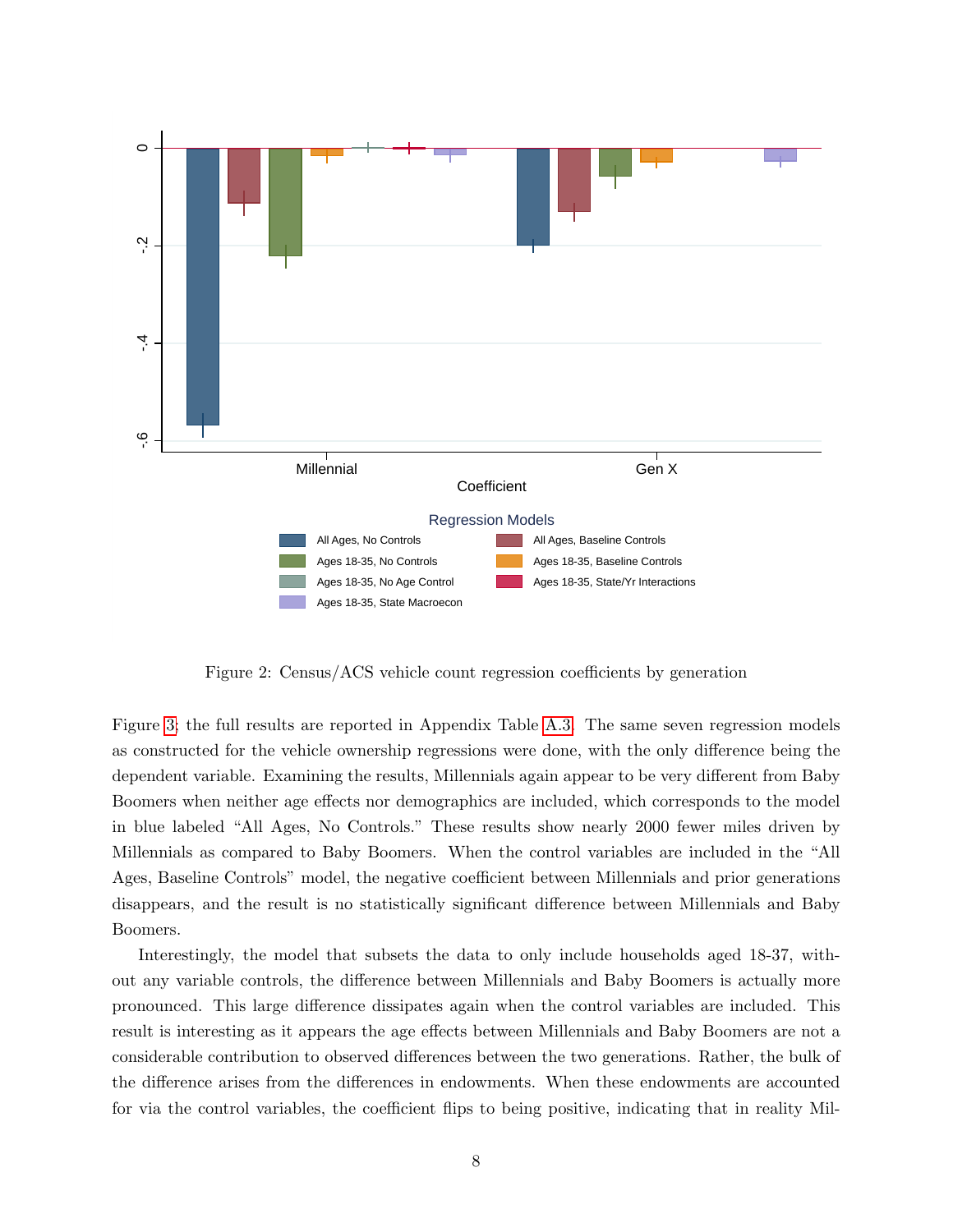Figure 2: Census/ACS vehicle count regression coefficients by generation

Figure 3; the full results are reported in Appendix Table A.3. The same seven regression models as constructed for the vehicle ownership regressions were done, with the only difference being the dependent variable. Examining the results, Millennials again appear to be very different from Baby Boomers when neither age effects nor demographics are included, which corresponds to the model in blue labeled "All Ages, No Controls." These results show nearly 2000 fewer miles driven by Millennials as compared to Baby Boomers. When the control variables are included in the "All Ages, Baseline Controls" model, the negative coefficient between Millennials and prior generations disappears, and the result is no statistically significant difference between Millennials and Baby Boomers.

Interestingly, the model that subsets the data to only include households aged 18-37, without any variable controls, the difference between Millennials and Baby Boomers is actually more pronounced. This large difference dissipates again when the control variables are included. This result is interesting as it appears the age effects between Millennials and Baby Boomers are not a considerable contribution to observed differences between the two generations. Rather, the bulk of the difference arises from the differences in endowments. When these endowments are accounted for via the control variables, the coefficient flips to being positive, indicating that in reality Mil-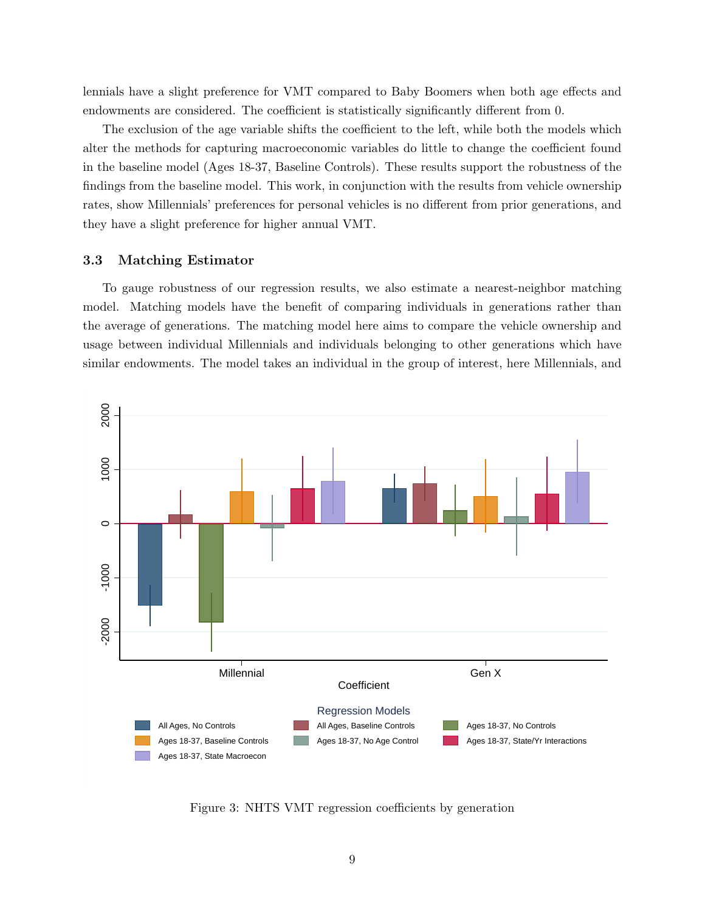lennials have a slight preference for VMT compared to Baby Boomers when both age effects and endowments are considered. The coefficient is statistically significantly different from 0.

The exclusion of the age variable shifts the coefficient to the left, while both the models which alter the methods for capturing macroeconomic variables do little to change the coefficient found in the baseline model (Ages 18-37, Baseline Controls). These results support the robustness of the findings from the baseline model. This work, in conjunction with the results from vehicle ownership rates, show Millennials' preferences for personal vehicles is no different from prior generations, and they have a slight preference for higher annual VMT.

### 3.3 Matching Estimator

To gauge robustness of our regression results, we also estimate a nearest-neighbor matching model. Matching models have the benefit of comparing individuals in generations rather than the average of generations. The matching model here aims to compare the vehicle ownership and usage between individual Millennials and individuals belonging to other generations which have similar endowments. The model takes an individual in the group of interest, here Millennials, and

Figure 3: NHTS VMT regression coefficients by generation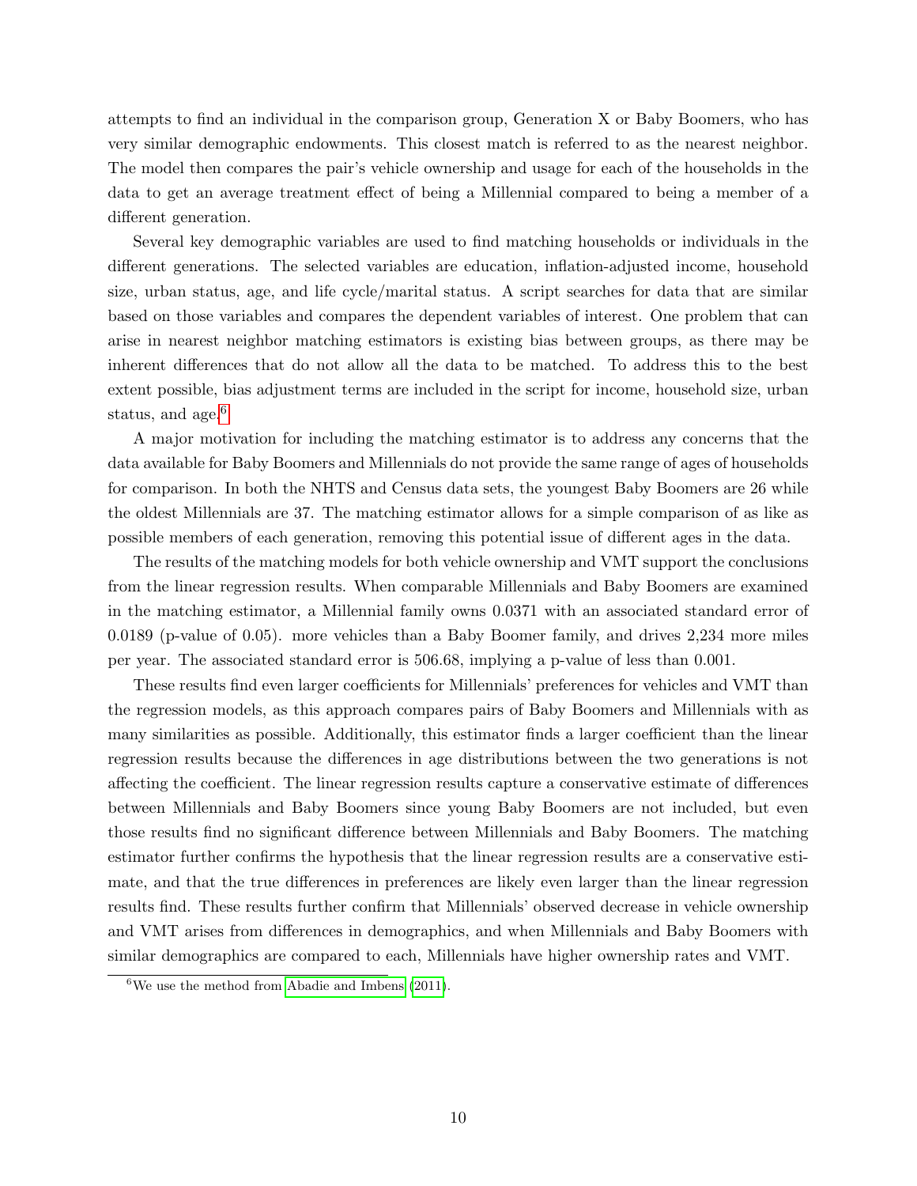attempts to find an individual in the comparison group, Generation X or Baby Boomers, who has very similar demographic endowments. This closest match is referred to as the nearest neighbor. The model then compares the pair's vehicle ownership and usage for each of the households in the data to get an average treatment effect of being a Millennial compared to being a member of a different generation.

Several key demographic variables are used to find matching households or individuals in the different generations. The selected variables are education, inflation-adjusted income, household size, urban status, age, and life cycle/marital status. A script searches for data that are similar based on those variables and compares the dependent variables of interest. One problem that can arise in nearest neighbor matching estimators is existing bias between groups, as there may be inherent differences that do not allow all the data to be matched. To address this to the best extent possible, bias adjustment terms are included in the script for income, household size, urban status, and age.[6]

A major motivation for including the matching estimator is to address any concerns that the data available for Baby Boomers and Millennials do not provide the same range of ages of households for comparison. In both the NHTS and Census data sets, the youngest Baby Boomers are 26 while the oldest Millennials are 37. The matching estimator allows for a simple comparison of as like as possible members of each generation, removing this potential issue of different ages in the data.

The results of the matching models for both vehicle ownership and VMT support the conclusions from the linear regression results. When comparable Millennials and Baby Boomers are examined in the matching estimator, a Millennial family owns 0.0371 with an associated standard error of 0.0189 (p-value of 0.05). more vehicles than a Baby Boomer family, and drives 2,234 more miles per year. The associated standard error is 506.68, implying a p-value of less than 0.001.

These results find even larger coefficients for Millennials' preferences for vehicles and VMT than the regression models, as this approach compares pairs of Baby Boomers and Millennials with as many similarities as possible. Additionally, this estimator finds a larger coefficient than the linear regression results because the differences in age distributions between the two generations is not affecting the coefficient. The linear regression results capture a conservative estimate of differences between Millennials and Baby Boomers since young Baby Boomers are not included, but even those results find no significant difference between Millennials and Baby Boomers. The matching estimator further confirms the hypothesis that the linear regression results are a conservative estimate, and that the true differences in preferences are likely even larger than the linear regression results find. These results further confirm that Millennials' observed decrease in vehicle ownership and VMT arises from differences in demographics, and when Millennials and Baby Boomers with similar demographics are compared to each, Millennials have higher ownership rates and VMT.

[6] We use the method from Abadie and Imbens (2011).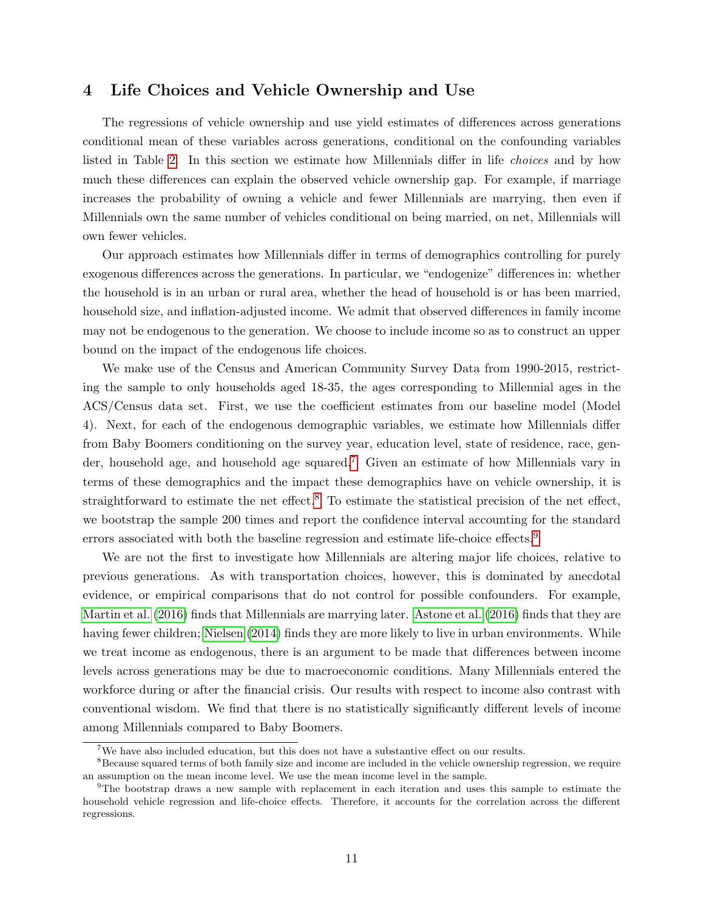## 4 Life Choices and Vehicle Ownership and Use

The regressions of vehicle ownership and use yield estimates of differences across generations conditional mean of these variables across generations, conditional on the confounding variables listed in Table 2. In this section we estimate how Millennials differ in life *choices* and by how much these differences can explain the observed vehicle ownership gap. For example, if marriage increases the probability of owning a vehicle and fewer Millennials are marrying, then even if Millennials own the same number of vehicles conditional on being married, on net, Millennials will own fewer vehicles.

Our approach estimates how Millennials differ in terms of demographics controlling for purely exogenous differences across the generations. In particular, we "endogenize" differences in: whether the household is in an urban or rural area, whether the head of household is or has been married, household size, and inflation-adjusted income. We admit that observed differences in family income may not be endogenous to the generation. We choose to include income so as to construct an upper bound on the impact of the endogenous life choices.

We make use of the Census and American Community Survey Data from 1990-2015, restricting the sample to only households aged 18-35, the ages corresponding to Millennial ages in the ACS/Census data set. First, we use the coefficient estimates from our baseline model (Model 4). Next, for each of the endogenous demographic variables, we estimate how Millennials differ from Baby Boomers conditioning on the survey year, education level, state of residence, race, gender, household age, and household age squared.[7] Given an estimate of how Millennials vary in terms of these demographics and the impact these demographics have on vehicle ownership, it is straightforward to estimate the net effect.[8] To estimate the statistical precision of the net effect, we bootstrap the sample 200 times and report the confidence interval accounting for the standard errors associated with both the baseline regression and estimate life-choice effects.[9]

We are not the first to investigate how Millennials are altering major life choices, relative to previous generations. As with transportation choices, however, this is dominated by anecdotal evidence, or empirical comparisons that do not control for possible confounders. For example, Martin et al. (2016) finds that Millennials are marrying later. Astone et al. (2016) finds that they are having fewer children; Nielsen (2014) finds they are more likely to live in urban environments. While we treat income as endogenous, there is an argument to be made that differences between income levels across generations may be due to macroeconomic conditions. Many Millennials entered the workforce during or after the financial crisis. Our results with respect to income also contrast with conventional wisdom. We find that there is no statistically significantly different levels of income among Millennials compared to Baby Boomers.

[7] We have also included education, but this does not have a substantive effect on our results.

[8] Because squared terms of both family size and income are included in the vehicle ownership regression, we require an assumption on the mean income level. We use the mean income level in the sample.

[9] The bootstrap draws a new sample with replacement in each iteration and uses this sample to estimate the household vehicle regression and life-choice effects. Therefore, it accounts for the correlation across the different regressions.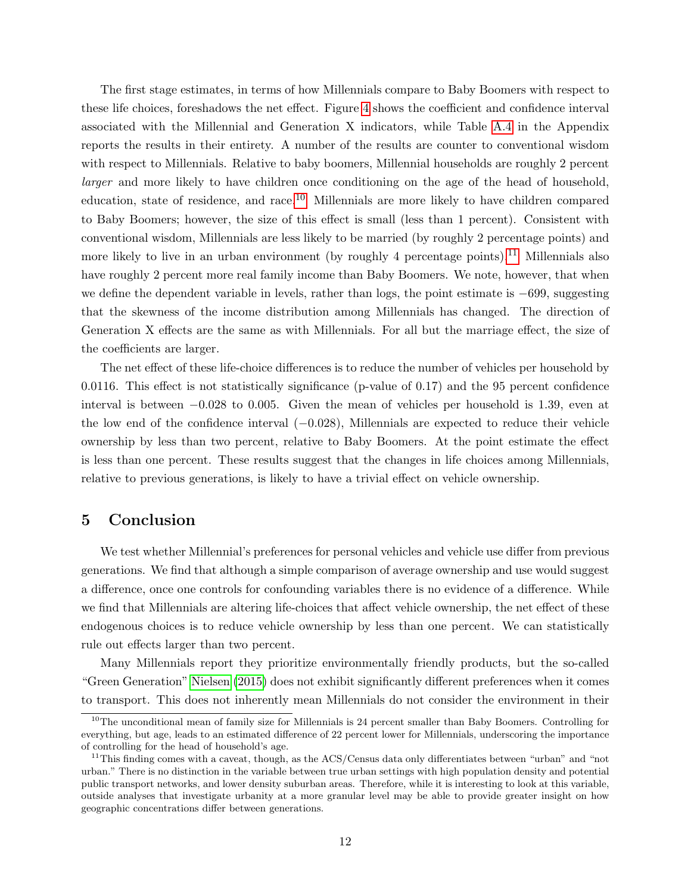The first stage estimates, in terms of how Millennials compare to Baby Boomers with respect to these life choices, foreshadows the net effect. Figure 4 shows the coefficient and confidence interval associated with the Millennial and Generation X indicators, while Table A.4 in the Appendix reports the results in their entirety. A number of the results are counter to conventional wisdom with respect to Millennials. Relative to baby boomers, Millennial households are roughly 2 percent *larger* and more likely to have children once conditioning on the age of the head of household, education, state of residence, and race.[10] Millennials are more likely to have children compared to Baby Boomers; however, the size of this effect is small (less than 1 percent). Consistent with conventional wisdom, Millennials are less likely to be married (by roughly 2 percentage points) and more likely to live in an urban environment (by roughly 4 percentage points).[11] Millennials also have roughly 2 percent more real family income than Baby Boomers. We note, however, that when we define the dependent variable in levels, rather than logs, the point estimate is $-699$, suggesting that the skewness of the income distribution among Millennials has changed. The direction of Generation X effects are the same as with Millennials. For all but the marriage effect, the size of the coefficients are larger.

The net effect of these life-choice differences is to reduce the number of vehicles per household by 0.0116. This effect is not statistically significance (p-value of 0.17) and the 95 percent confidence interval is between $-0.028$ to 0.005. Given the mean of vehicles per household is 1.39, even at the low end of the confidence interval ($-0.028$), Millennials are expected to reduce their vehicle ownership by less than two percent, relative to Baby Boomers. At the point estimate the effect is less than one percent. These results suggest that the changes in life choices among Millennials, relative to previous generations, is likely to have a trivial effect on vehicle ownership.

# 5 Conclusion

We test whether Millennial's preferences for personal vehicles and vehicle use differ from previous generations. We find that although a simple comparison of average ownership and use would suggest a difference, once one controls for confounding variables there is no evidence of a difference. While we find that Millennials are altering life-choices that affect vehicle ownership, the net effect of these endogenous choices is to reduce vehicle ownership by less than one percent. We can statistically rule out effects larger than two percent.

Many Millennials report they prioritize environmentally friendly products, but the so-called "Green Generation" Nielsen (2015) does not exhibit significantly different preferences when it comes to transport. This does not inherently mean Millennials do not consider the environment in their

[10] The unconditional mean of family size for Millennials is 24 percent smaller than Baby Boomers. Controlling for everything, but age, leads to an estimated difference of 22 percent lower for Millennials, underscoring the importance of controlling for the head of household's age.

[11] This finding comes with a caveat, though, as the ACS/Census data only differentiates between "urban" and "not urban." There is no distinction in the variable between true urban settings with high population density and potential public transport networks, and lower density suburban areas. Therefore, while it is interesting to look at this variable, outside analyses that investigate urbanity at a more granular level may be able to provide greater insight on how geographic concentrations differ between generations.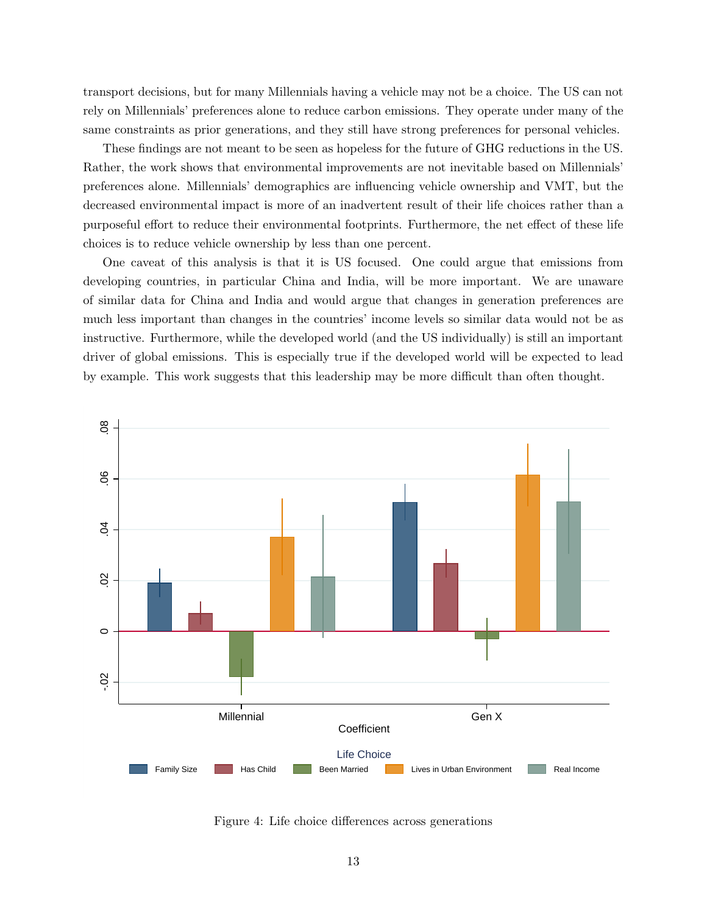transport decisions, but for many Millennials having a vehicle may not be a choice. The US can not rely on Millennials' preferences alone to reduce carbon emissions. They operate under many of the same constraints as prior generations, and they still have strong preferences for personal vehicles.

These findings are not meant to be seen as hopeless for the future of GHG reductions in the US. Rather, the work shows that environmental improvements are not inevitable based on Millennials' preferences alone. Millennials' demographics are influencing vehicle ownership and VMT, but the decreased environmental impact is more of an inadvertent result of their life choices rather than a purposeful effort to reduce their environmental footprints. Furthermore, the net effect of these life choices is to reduce vehicle ownership by less than one percent.

One caveat of this analysis is that it is US focused. One could argue that emissions from developing countries, in particular China and India, will be more important. We are unaware of similar data for China and India and would argue that changes in generation preferences are much less important than changes in the countries' income levels so similar data would not be as instructive. Furthermore, while the developed world (and the US individually) is still an important driver of global emissions. This is especially true if the developed world will be expected to lead by example. This work suggests that this leadership may be more difficult than often thought.

Figure 4: Life choice differences across generations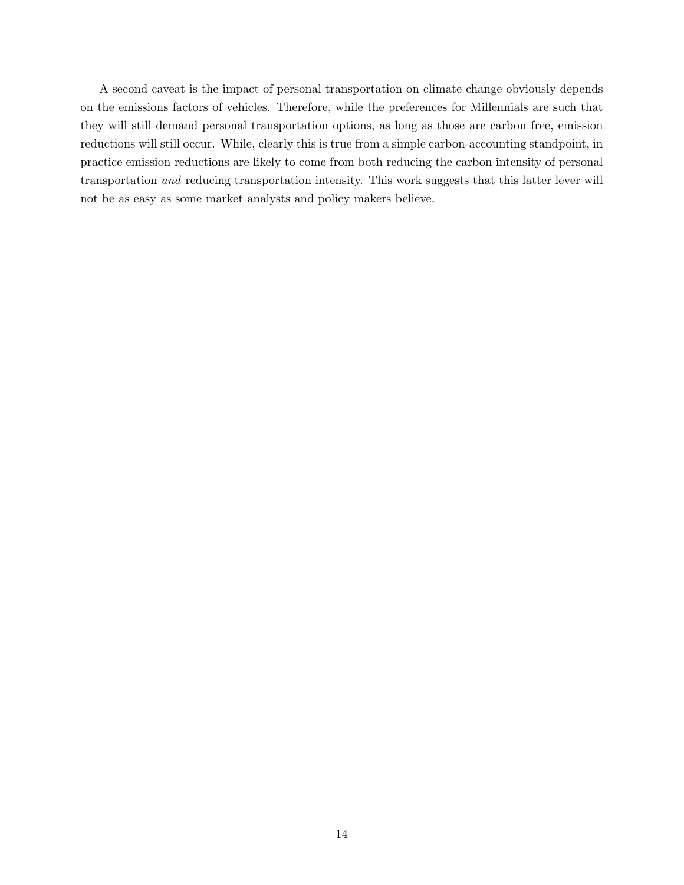A second caveat is the impact of personal transportation on climate change obviously depends on the emissions factors of vehicles. Therefore, while the preferences for Millennials are such that they will still demand personal transportation options, as long as those are carbon free, emission reductions will still occur. While, clearly this is true from a simple carbon-accounting standpoint, in practice emission reductions are likely to come from both reducing the carbon intensity of personal transportation *and* reducing transportation intensity. This work suggests that this latter lever will not be as easy as some market analysts and policy makers believe.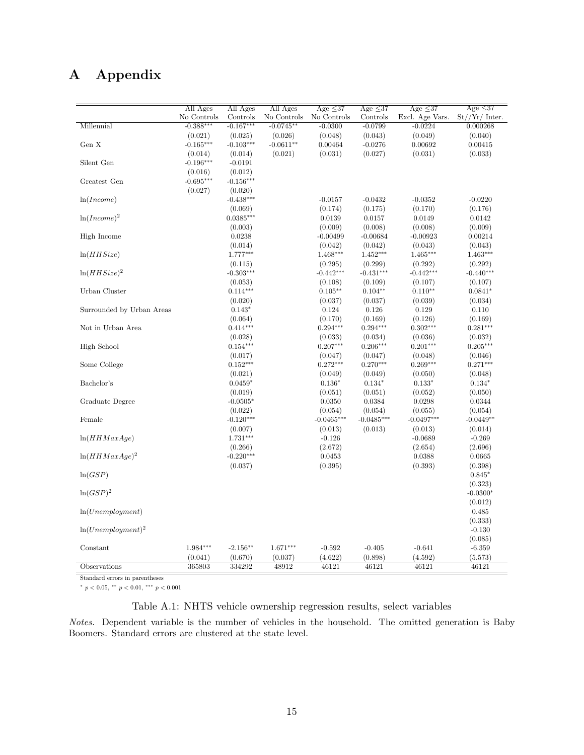# A Appendix

| | All Ages No Controls | All Ages Controls | All Ages No Controls | Age ≤37 No Controls | Age ≤37 Controls | Age ≤37 Excl. Age Vars. | Age ≤37 St//Yr/ Inter. |
|---|---|---|---|---|---|---|---|
| Millennial | -0.388*** | -0.167*** | -0.0745** | -0.0300 | -0.0799 | -0.0224 | 0.000268 |
| | (0.021) | (0.025) | (0.026) | (0.048) | (0.043) | (0.049) | (0.040) |
| Gen X | -0.165*** | -0.103*** | -0.0611** | 0.00464 | -0.0276 | 0.00692 | 0.00415 |
| | (0.014) | (0.014) | (0.021) | (0.031) | (0.027) | (0.031) | (0.033) |
| Silent Gen | -0.196*** | -0.0191 | | | | | |
| | (0.016) | (0.012) | | | | | |
| Greatest Gen | -0.695*** | -0.156*** | | | | | |
| | (0.027) | (0.020) | | | | | |
| $\ln(Income)$ | | -0.438*** | | -0.0157 | -0.0432 | -0.0352 | -0.0220 |
| | | (0.069) | | (0.174) | (0.175) | (0.170) | (0.176) |
| $\ln(Income)^2$ | | 0.0385*** | | 0.0139 | 0.0157 | 0.0149 | 0.0142 |
| | | (0.003) | | (0.009) | (0.008) | (0.008) | (0.009) |
| High Income | | 0.0238 | | -0.00499 | -0.00684 | -0.00923 | 0.00214 |
| | | (0.014) | | (0.042) | (0.042) | (0.043) | (0.043) |
| $\ln(HHSize)$ | | 1.777*** | | 1.468*** | 1.452*** | 1.465*** | 1.463*** |
| | | (0.115) | | (0.295) | (0.299) | (0.292) | (0.292) |
| $\ln(HHSize)^2$ | | -0.303*** | | -0.442*** | -0.431*** | -0.442*** | -0.440*** |
| | | (0.053) | | (0.108) | (0.109) | (0.107) | (0.107) |
| Urban Cluster | | 0.114*** | | 0.105** | 0.104** | 0.110** | 0.0841* |
| | | (0.020) | | (0.037) | (0.037) | (0.039) | (0.034) |
| Surrounded by Urban Areas | | 0.143* | | 0.124 | 0.126 | 0.129 | 0.110 |
| | | (0.064) | | (0.170) | (0.169) | (0.126) | (0.169) |
| Not in Urban Area | | 0.414*** | | 0.294*** | 0.294*** | 0.302*** | 0.281*** |
| | | (0.028) | | (0.033) | (0.034) | (0.036) | (0.032) |
| High School | | 0.154*** | | 0.207*** | 0.206*** | 0.201*** | 0.205*** |
| | | (0.017) | | (0.047) | (0.047) | (0.048) | (0.046) |
| Some College | | 0.152*** | | 0.272*** | 0.270*** | 0.269*** | 0.271*** |
| | | (0.021) | | (0.049) | (0.049) | (0.050) | (0.048) |
| Bachelor's | | 0.0459* | | 0.136* | 0.134* | 0.133* | 0.134* |
| | | (0.019) | | (0.051) | (0.051) | (0.052) | (0.050) |
| Graduate Degree | | -0.0505* | | 0.0350 | 0.0384 | 0.0298 | 0.0344 |
| | | (0.022) | | (0.054) | (0.054) | (0.055) | (0.054) |
| Female | | -0.120*** | | -0.0465*** | -0.0485*** | -0.0497*** | -0.0449** |
| | | (0.007) | | (0.013) | (0.013) | (0.013) | (0.014) |
| $\ln(HHMaxAge)$ | | 1.731*** | | -0.126 | | -0.0689 | -0.269 |
| | | (0.266) | | (2.672) | | (2.654) | (2.696) |
| $\ln(HHMaxAge)^2$ | | -0.220*** | | 0.0453 | | 0.0388 | 0.0665 |
| | | (0.037) | | (0.395) | | (0.393) | (0.398) |
| $\ln(GSP)$ | | | | | | | 0.845* |
| | | | | | | | (0.323) |
| $\ln(GSP)^2$ | | | | | | | -0.0300* |
| | | | | | | | (0.012) |
| $\ln(Unemployment)$ | | | | | | | 0.485 |
| | | | | | | | (0.333) |
| $\ln(Unemployment)^2$ | | | | | | | -0.130 |
| | | | | | | | (0.085) |
| Constant | 1.984*** | -2.156** | 1.671*** | -0.592 | -0.405 | -0.641 | -6.359 |
| | (0.041) | (0.670) | (0.037) | (4.622) | (0.898) | (4.592) | (5.573) |
| Observations | 365803 | 334292 | 48912 | 46121 | 46121 | 46121 | 46121 |

Standard errors in parentheses

* $p < 0.05$, ** $p < 0.01$, *** $p < 0.001$

Table A.1: NHTS vehicle ownership regression results, select variables

*Notes.* Dependent variable is the number of vehicles in the household. The omitted generation is Baby Boomers. Standard errors are clustered at the state level.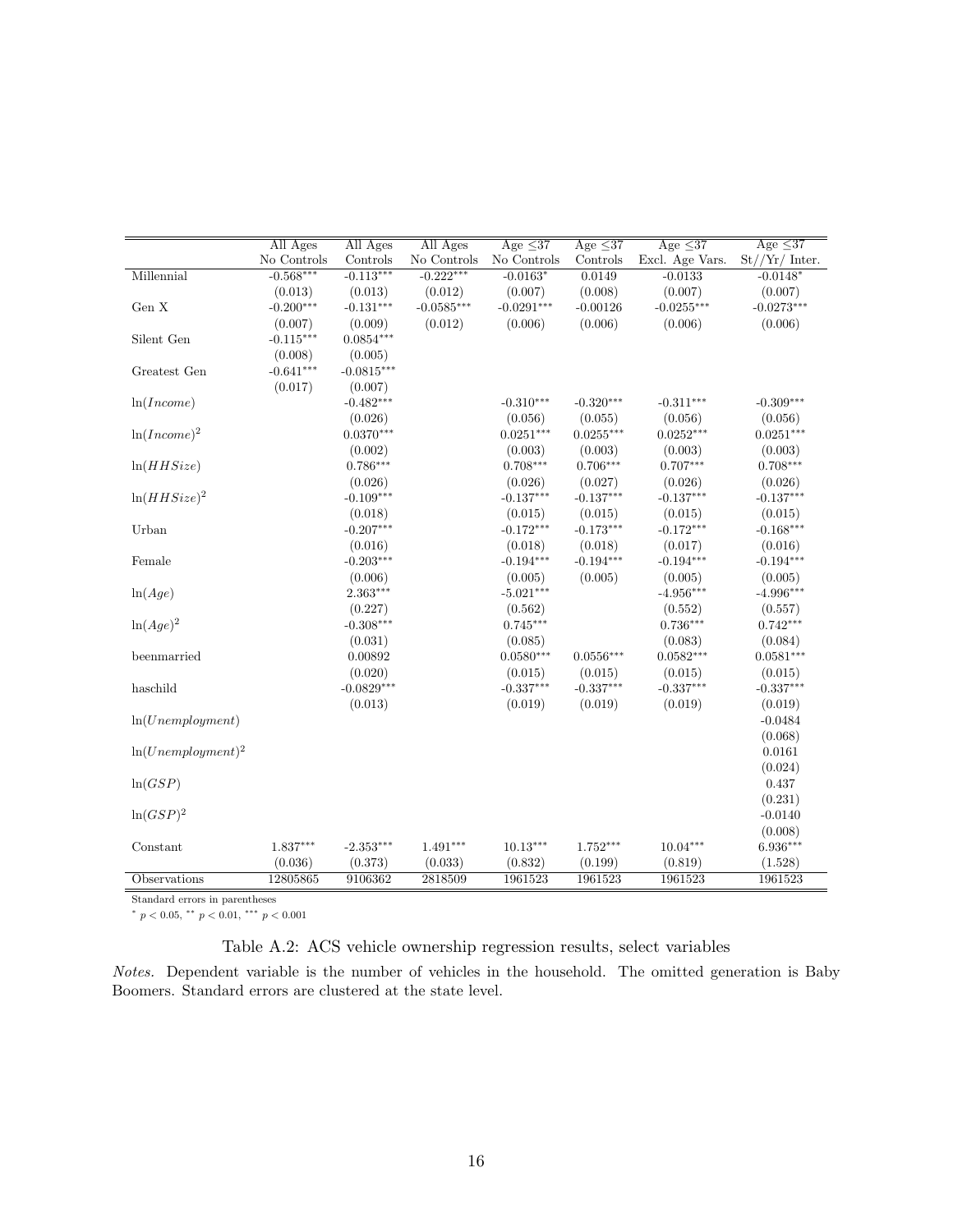| | All Ages No Controls | All Ages Controls | All Ages No Controls | Age $\leq$37 No Controls | Age $\leq$37 Controls | Age $\leq$37 Excl. Age Vars. | Age $\leq$37 St//Yr/ Inter. |
|---|---|---|---|---|---|---|---|
| Millennial | -0.568*** | -0.113*** | -0.222*** | -0.0163* | 0.0149 | -0.0133 | -0.0148* |
| | (0.013) | (0.013) | (0.012) | (0.007) | (0.008) | (0.007) | (0.007) |
| Gen X | -0.200*** | -0.131*** | -0.0585*** | -0.0291*** | -0.00126 | -0.0255*** | -0.0273*** |
| | (0.007) | (0.009) | (0.012) | (0.006) | (0.006) | (0.006) | (0.006) |
| Silent Gen | -0.115*** | 0.0854*** | | | | | |
| | (0.008) | (0.005) | | | | | |
| Greatest Gen | -0.641*** | -0.0815*** | | | | | |
| | (0.017) | (0.007) | | | | | |
| $\ln(Income)$ | | -0.482*** | | -0.310*** | -0.320*** | -0.311*** | -0.309*** |
| | | (0.026) | | (0.056) | (0.055) | (0.056) | (0.056) |
| $\ln(Income)^2$ | | 0.0370*** | | 0.0251*** | 0.0255*** | 0.0252*** | 0.0251*** |
| | | (0.002) | | (0.003) | (0.003) | (0.003) | (0.003) |
| $\ln(HHSize)$ | | 0.786*** | | 0.708*** | 0.706*** | 0.707*** | 0.708*** |
| | | (0.026) | | (0.026) | (0.027) | (0.026) | (0.026) |
| $\ln(HHSize)^2$ | | -0.109*** | | -0.137*** | -0.137*** | -0.137*** | -0.137*** |
| | | (0.018) | | (0.015) | (0.015) | (0.015) | (0.015) |
| Urban | | -0.207*** | | -0.172*** | -0.173*** | -0.172*** | -0.168*** |
| | | (0.016) | | (0.018) | (0.018) | (0.017) | (0.016) |
| Female | | -0.203*** | | -0.194*** | -0.194*** | -0.194*** | -0.194*** |
| | | (0.006) | | (0.005) | (0.005) | (0.005) | (0.005) |
| $\ln(Age)$ | | 2.363*** | | -5.021*** | | -4.956*** | -4.996*** |
| | | (0.227) | | (0.562) | | (0.552) | (0.557) |
| $\ln(Age)^2$ | | -0.308*** | | 0.745*** | | 0.736*** | 0.742*** |
| | | (0.031) | | (0.085) | | (0.083) | (0.084) |
| beenmarried | | 0.00892 | | 0.0580*** | 0.0556*** | 0.0582*** | 0.0581*** |
| | | (0.020) | | (0.015) | (0.015) | (0.015) | (0.015) |
| haschild | | -0.0829*** | | -0.337*** | -0.337*** | -0.337*** | -0.337*** |
| | | (0.013) | | (0.019) | (0.019) | (0.019) | (0.019) |
| $\ln(Unemployment)$ | | | | | | | -0.0484 |
| | | | | | | | (0.068) |
| $\ln(Unemployment)^2$ | | | | | | | 0.0161 |
| | | | | | | | (0.024) |
| $\ln(GSP)$ | | | | | | | 0.437 |
| | | | | | | | (0.231) |
| $\ln(GSP)^2$ | | | | | | | -0.0140 |
| | | | | | | | (0.008) |
| Constant | 1.837*** | -2.353*** | 1.491*** | 10.13*** | 1.752*** | 10.04*** | 6.936*** |
| | (0.036) | (0.373) | (0.033) | (0.832) | (0.199) | (0.819) | (1.528) |
| Observations | 12805865 | 9106362 | 2818509 | 1961523 | 1961523 | 1961523 | 1961523 |

Standard errors in parentheses

\* $p < 0.05$, \*\* $p < 0.01$, \*\*\* $p < 0.001$

Table A.2: ACS vehicle ownership regression results, select variables

*Notes.* Dependent variable is the number of vehicles in the household. The omitted generation is Baby Boomers. Standard errors are clustered at the state level.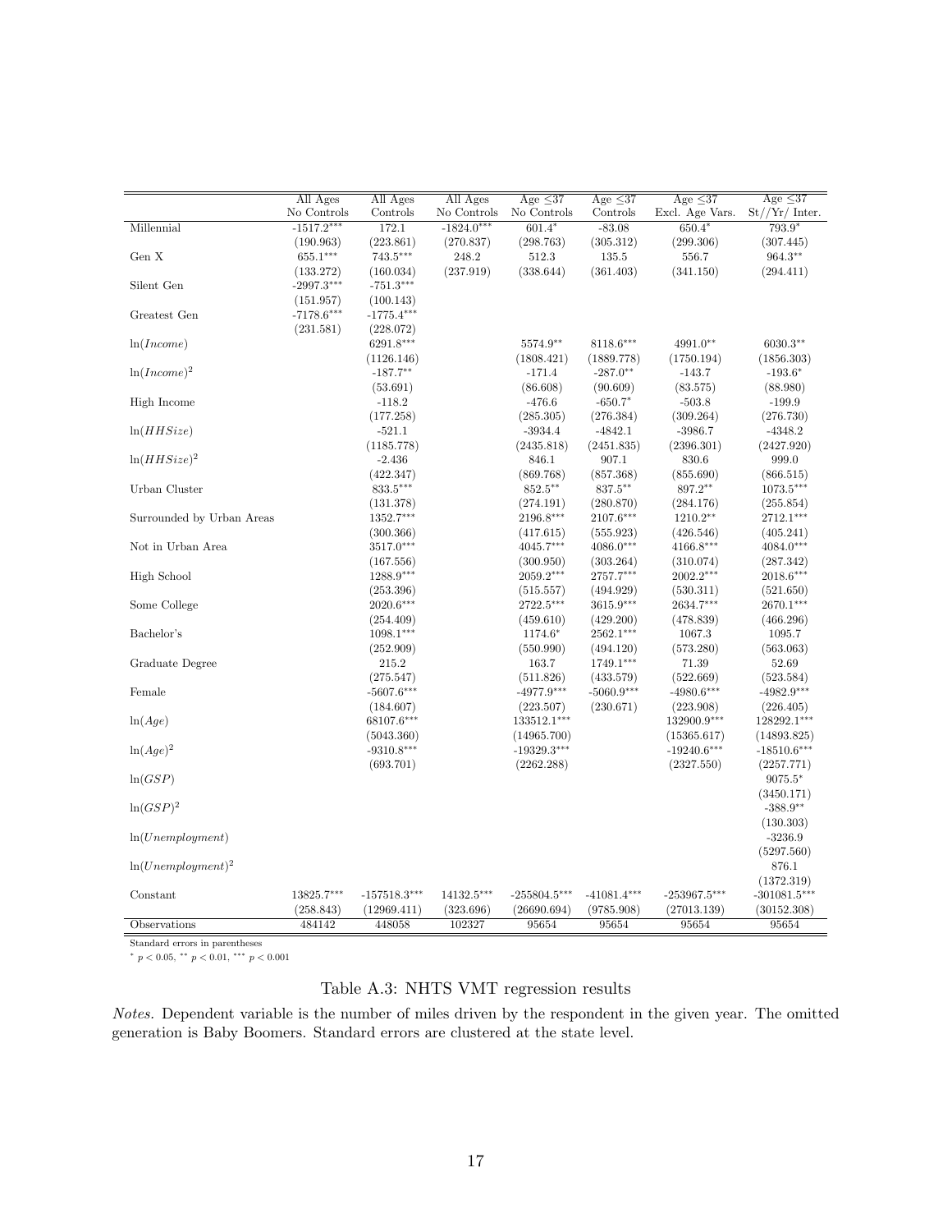| | All Ages No Controls | All Ages Controls | All Ages No Controls | Age ≤37 No Controls | Age ≤37 Controls | Age ≤37 Excl. Age Vars. | Age ≤37 St//Yr/ Inter. |
|---|---|---|---|---|---|---|---|
| Millennial | -1517.2*** | 172.1 | -1824.0*** | 601.4* | -83.08 | 650.4* | 793.9* |
| | (190.963) | (223.861) | (270.837) | (298.763) | (305.312) | (299.306) | (307.445) |
| Gen X | 655.1*** | 743.5*** | 248.2 | 512.3 | 135.5 | 556.7 | 964.3** |
| | (133.272) | (160.034) | (237.919) | (338.644) | (361.403) | (341.150) | (294.411) |
| Silent Gen | -2997.3*** | -751.3*** | | | | | |
| | (151.957) | (100.143) | | | | | |
| Greatest Gen | -7178.6*** | -1775.4*** | | | | | |
| | (231.581) | (228.072) | | | | | |
| $\ln(Income)$ | | 6291.8*** | | 5574.9** | 8118.6*** | 4991.0** | 6030.3** |
| | | (1126.146) | | (1808.421) | (1889.778) | (1750.194) | (1856.303) |
| $\ln(Income)^2$ | | -187.7** | | -171.4 | -287.0** | -143.7 | -193.6* |
| | | (53.691) | | (86.608) | (90.609) | (83.575) | (88.980) |
| High Income | | -118.2 | | -476.6 | -650.7* | -503.8 | -199.9 |
| | | (177.258) | | (285.305) | (276.384) | (309.264) | (276.730) |
| $\ln(HHSize)$ | | -521.1 | | -3934.4 | -4842.1 | -3986.7 | -4348.2 |
| | | (1185.778) | | (2435.818) | (2451.835) | (2396.301) | (2427.920) |
| $\ln(HHSize)^2$ | | -2.436 | | 846.1 | 907.1 | 830.6 | 999.0 |
| | | (422.347) | | (869.768) | (857.368) | (855.690) | (866.515) |
| Urban Cluster | | 833.5*** | | 852.5** | 837.5** | 897.2** | 1073.5*** |
| | | (131.378) | | (274.191) | (280.870) | (284.176) | (255.854) |
| Surrounded by Urban Areas | | 1352.7*** | | 2196.8*** | 2107.6*** | 1210.2** | 2712.1*** |
| | | (300.366) | | (417.615) | (555.923) | (426.546) | (405.241) |
| Not in Urban Area | | 3517.0*** | | 4045.7*** | 4086.0*** | 4166.8*** | 4084.0*** |
| | | (167.556) | | (300.950) | (303.264) | (310.074) | (287.342) |
| High School | | 1288.9*** | | 2059.2*** | 2757.7*** | 2002.2*** | 2018.6*** |
| | | (253.396) | | (515.557) | (494.929) | (530.311) | (521.650) |
| Some College | | 2020.6*** | | 2722.5*** | 3615.9*** | 2634.7*** | 2670.1*** |
| | | (254.409) | | (459.610) | (429.200) | (478.839) | (466.296) |
| Bachelor's | | 1098.1*** | | 1174.6* | 2562.1*** | 1067.3 | 1095.7 |
| | | (252.909) | | (550.990) | (494.120) | (573.280) | (563.063) |
| Graduate Degree | | 215.2 | | 163.7 | 1749.1*** | 71.39 | 52.69 |
| | | (275.547) | | (511.826) | (433.579) | (522.669) | (523.584) |
| Female | | -5607.6*** | | -4977.9*** | -5060.9*** | -4980.6*** | -4982.9*** |
| | | (184.607) | | (223.507) | (230.671) | (223.908) | (226.405) |
| $\ln(Age)$ | | 68107.6*** | | 133512.1*** | | 132900.9*** | 128292.1*** |
| | | (5043.360) | | (14965.700) | | (15365.617) | (14893.825) |
| $\ln(Age)^2$ | | -9310.8*** | | -19329.3*** | | -19240.6*** | -18510.6*** |
| | | (693.701) | | (2262.288) | | (2327.550) | (2257.771) |
| $\ln(GSP)$ | | | | | | | 9075.5* |
| | | | | | | | (3450.171) |
| $\ln(GSP)^2$ | | | | | | | -388.9** |
| | | | | | | | (130.303) |
| $\ln(Unemployment)$ | | | | | | | -3236.9 |
| | | | | | | | (5297.560) |
| $\ln(Unemployment)^2$ | | | | | | | 876.1 |
| | | | | | | | (1372.319) |
| Constant | 13825.7*** | -157518.3*** | 14132.5*** | -255804.5*** | -41081.4*** | -253967.5*** | -301081.5*** |
| | (258.843) | (12969.411) | (323.696) | (26690.694) | (9785.908) | (27013.139) | (30152.308) |
| Observations | 484142 | 448058 | 102327 | 95654 | 95654 | 95654 | 95654 |

Standard errors in parentheses
\* $p < 0.05$, \*\* $p < 0.01$, \*\*\* $p < 0.001$

Table A.3: NHTS VMT regression results

*Notes.* Dependent variable is the number of miles driven by the respondent in the given year. The omitted generation is Baby Boomers. Standard errors are clustered at the state level.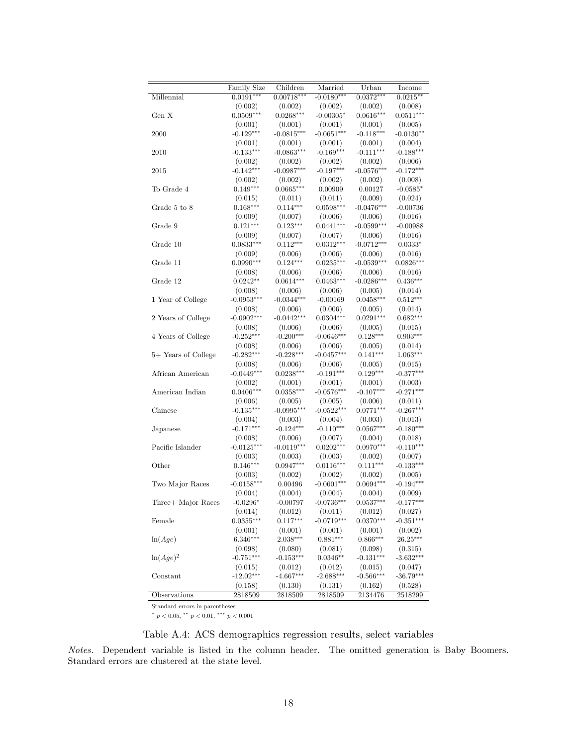| | Family Size | Children | Married | Urban | Income |
|---|---|---|---|---|---|
| Millennial | 0.0191*** | 0.00718*** | -0.0180*** | 0.0372*** | 0.0215** |
| | (0.002) | (0.002) | (0.002) | (0.002) | (0.008) |
| Gen X | 0.0509*** | 0.0268*** | -0.00305* | 0.0616*** | 0.0511*** |
| | (0.001) | (0.001) | (0.001) | (0.001) | (0.005) |
| 2000 | -0.129*** | -0.0815*** | -0.0651*** | -0.118*** | -0.0130** |
| | (0.001) | (0.001) | (0.001) | (0.001) | (0.004) |
| 2010 | -0.133*** | -0.0863*** | -0.169*** | -0.111*** | -0.188*** |
| | (0.002) | (0.002) | (0.002) | (0.002) | (0.006) |
| 2015 | -0.142*** | -0.0987*** | -0.197*** | -0.0576*** | -0.172*** |
| | (0.002) | (0.002) | (0.002) | (0.002) | (0.008) |
| To Grade 4 | 0.149*** | 0.0665*** | 0.00909 | 0.00127 | -0.0585* |
| | (0.015) | (0.011) | (0.011) | (0.009) | (0.024) |
| Grade 5 to 8 | 0.168*** | 0.114*** | 0.0598*** | -0.0476*** | -0.00736 |
| | (0.009) | (0.007) | (0.006) | (0.006) | (0.016) |
| Grade 9 | 0.121*** | 0.123*** | 0.0441*** | -0.0599*** | -0.00988 |
| | (0.009) | (0.007) | (0.007) | (0.006) | (0.016) |
| Grade 10 | 0.0833*** | 0.112*** | 0.0312*** | -0.0712*** | 0.0333* |
| | (0.009) | (0.006) | (0.006) | (0.006) | (0.016) |
| Grade 11 | 0.0990*** | 0.124*** | 0.0235*** | -0.0539*** | 0.0826*** |
| | (0.008) | (0.006) | (0.006) | (0.006) | (0.016) |
| Grade 12 | 0.0242** | 0.0614*** | 0.0463*** | -0.0286*** | 0.436*** |
| | (0.008) | (0.006) | (0.006) | (0.005) | (0.014) |
| 1 Year of College | -0.0953*** | -0.0344*** | -0.00169 | 0.0458*** | 0.512*** |
| | (0.008) | (0.006) | (0.006) | (0.005) | (0.014) |
| 2 Years of College | -0.0902*** | -0.0442*** | 0.0304*** | 0.0291*** | 0.682*** |
| | (0.008) | (0.006) | (0.006) | (0.005) | (0.015) |
| 4 Years of College | -0.252*** | -0.200*** | -0.0646*** | 0.128*** | 0.903*** |
| | (0.008) | (0.006) | (0.006) | (0.005) | (0.014) |
| 5+ Years of College | -0.282*** | -0.228*** | -0.0457*** | 0.141*** | 1.063*** |
| | (0.008) | (0.006) | (0.006) | (0.005) | (0.015) |
| African American | -0.0449*** | 0.0238*** | -0.191*** | 0.129*** | -0.377*** |
| | (0.002) | (0.001) | (0.001) | (0.001) | (0.003) |
| American Indian | 0.0406*** | 0.0358*** | -0.0576*** | -0.107*** | -0.271*** |
| | (0.006) | (0.005) | (0.005) | (0.006) | (0.011) |
| Chinese | -0.135*** | -0.0995*** | -0.0522*** | 0.0771*** | -0.267*** |
| | (0.004) | (0.003) | (0.004) | (0.003) | (0.013) |
| Japanese | -0.171*** | -0.124*** | -0.110*** | 0.0567*** | -0.180*** |
| | (0.008) | (0.006) | (0.007) | (0.004) | (0.018) |
| Pacific Islander | -0.0125*** | -0.0119*** | 0.0202*** | 0.0970*** | -0.110*** |
| | (0.003) | (0.003) | (0.003) | (0.002) | (0.007) |
| Other | 0.146*** | 0.0947*** | 0.0116*** | 0.111*** | -0.133*** |
| | (0.003) | (0.002) | (0.002) | (0.002) | (0.005) |
| Two Major Races | -0.0158*** | 0.00496 | -0.0601*** | 0.0694*** | -0.194*** |
| | (0.004) | (0.004) | (0.004) | (0.004) | (0.009) |
| Three+ Major Races | -0.0296* | -0.00797 | -0.0736*** | 0.0537*** | -0.177*** |
| | (0.014) | (0.012) | (0.011) | (0.012) | (0.027) |
| Female | 0.0355*** | 0.117*** | -0.0719*** | 0.0370*** | -0.351*** |
| | (0.001) | (0.001) | (0.001) | (0.001) | (0.002) |
| $\ln(Age)$ | 6.346*** | 2.038*** | 0.881*** | 0.866*** | 26.25*** |
| | (0.098) | (0.080) | (0.081) | (0.098) | (0.315) |
| $\ln(Age)^2$ | -0.751*** | -0.153*** | 0.0346** | -0.131*** | -3.632*** |
| | (0.015) | (0.012) | (0.012) | (0.015) | (0.047) |
| Constant | -12.02*** | -4.667*** | -2.688*** | -0.566*** | -36.79*** |
| | (0.158) | (0.130) | (0.131) | (0.162) | (0.528) |
| Observations | 2818509 | 2818509 | 2818509 | 2134476 | 2518299 |

Standard errors in parentheses

* $p < 0.05$, ** $p < 0.01$, *** $p < 0.001$

Table A.4: ACS demographics regression results, select variables

*Notes.* Dependent variable is listed in the column header. The omitted generation is Baby Boomers. Standard errors are clustered at the state level.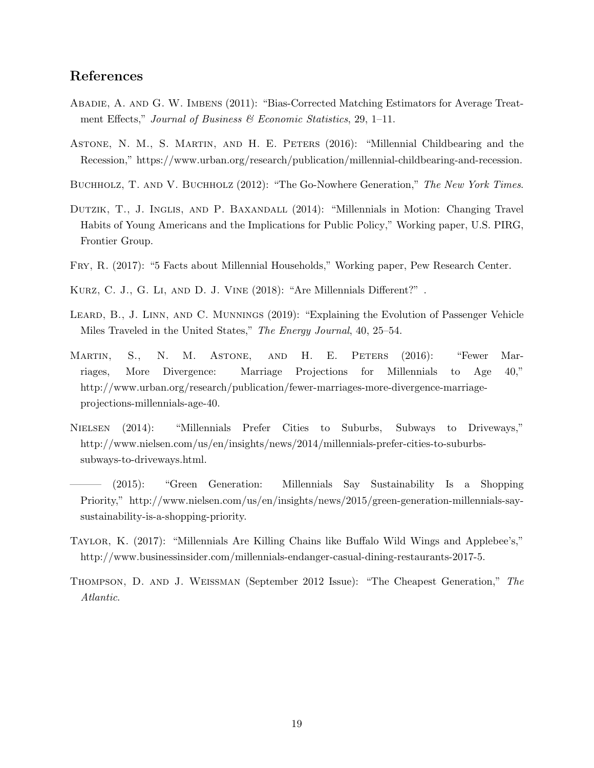## References

Abadie, A. and G. W. Imbens (2011): "Bias-Corrected Matching Estimators for Average Treatment Effects," *Journal of Business & Economic Statistics*, 29, 1–11.

Astone, N. M., S. Martin, and H. E. Peters (2016): "Millennial Childbearing and the Recession," https://www.urban.org/research/publication/millennial-childbearing-and-recession.

Buchholz, T. and V. Buchholz (2012): "The Go-Nowhere Generation," *The New York Times*.

Dutzik, T., J. Inglis, and P. Baxandall (2014): "Millennials in Motion: Changing Travel Habits of Young Americans and the Implications for Public Policy," Working paper, U.S. PIRG, Frontier Group.

Fry, R. (2017): "5 Facts about Millennial Households," Working paper, Pew Research Center.

Kurz, C. J., G. Li, and D. J. Vine (2018): "Are Millennials Different?" .

Leard, B., J. Linn, and C. Munnings (2019): "Explaining the Evolution of Passenger Vehicle Miles Traveled in the United States," *The Energy Journal*, 40, 25–54.

Martin, S., N. M. Astone, and H. E. Peters (2016): "Fewer Marriages, More Divergence: Marriage Projections for Millennials to Age 40," http://www.urban.org/research/publication/fewer-marriages-more-divergence-marriage-projections-millennials-age-40.

Nielsen (2014): "Millennials Prefer Cities to Suburbs, Subways to Driveways," http://www.nielsen.com/us/en/insights/news/2014/millennials-prefer-cities-to-suburbs-subways-to-driveways.html.

——— (2015): "Green Generation: Millennials Say Sustainability Is a Shopping Priority," http://www.nielsen.com/us/en/insights/news/2015/green-generation-millennials-say-sustainability-is-a-shopping-priority.

Taylor, K. (2017): "Millennials Are Killing Chains like Buffalo Wild Wings and Applebee's," http://www.businessinsider.com/millennials-endanger-casual-dining-restaurants-2017-5.

Thompson, D. and J. Weissman (September 2012 Issue): "The Cheapest Generation," *The Atlantic*.